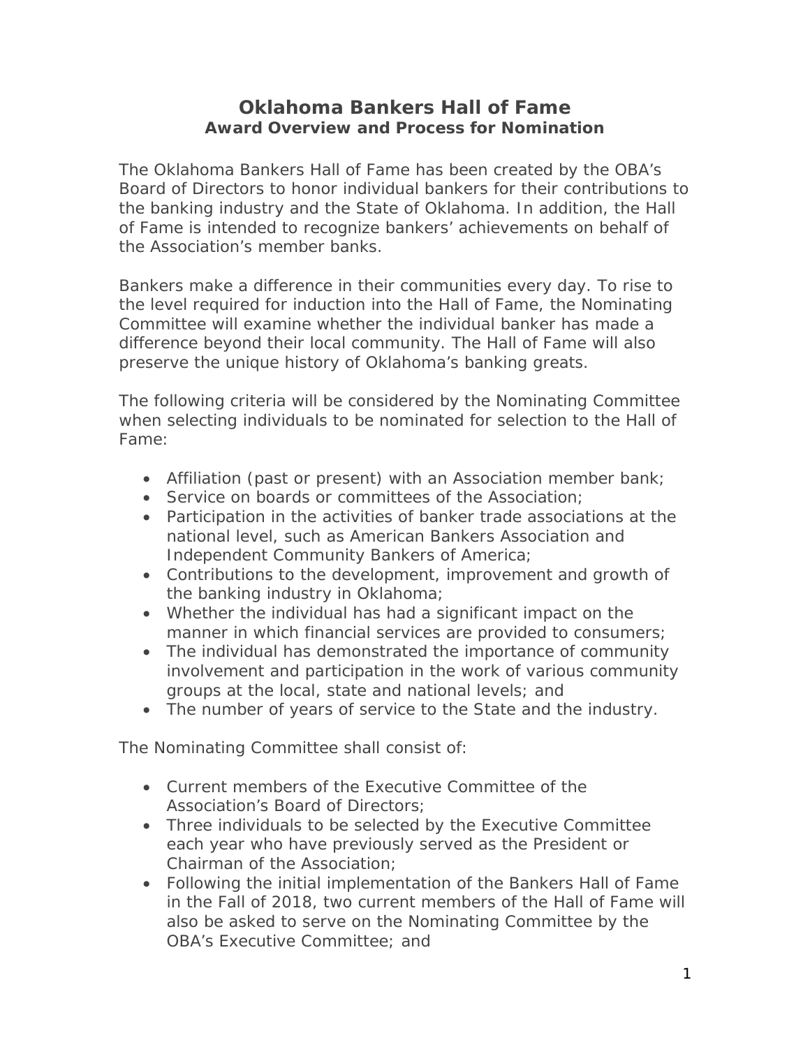# Oklahoma Bankers Hall of Fame

### *Award Overview and Process for Nomination*

The Oklahoma Bankers Hall of Fame has been created by the OBA's Board of Directors to honor individual bankers for their contributions to the banking industry and the State of Oklahoma. In addition, the Hall of Fame is intended to recognize bankers' achievements on behalf of the Association's member banks.

Bankers make a difference in their communities every day. To rise to the level required for induction into the Hall of Fame, the Nominating Committee will examine whether the individual banker has made a difference beyond their local community. The Hall of Fame will also preserve the unique history of Oklahoma's banking greats.

The following criteria will be considered by the Nominating Committee when selecting individuals to be nominated for selection to the Hall of Fame:

- Affiliation (past or present) with an Association member bank;
- Service on boards or committees of the Association;
- Participation in the activities of banker trade associations at the national level, such as American Bankers Association and Independent Community Bankers of America;
- Contributions to the development, improvement and growth of the banking industry in Oklahoma;
- Whether the individual has had a significant impact on the manner in which financial services are provided to consumers;
- The individual has demonstrated the importance of community involvement and participation in the work of various community groups at the local, state and national levels; and
- The number of years of service to the State and the industry.

The Nominating Committee shall consist of:

- Current members of the Executive Committee of the Association's Board of Directors;
- Three individuals to be selected by the Executive Committee each year who have previously served as the President or Chairman of the Association;
- Following the initial implementation of the Bankers Hall of Fame in the Fall of 2018, two current members of the Hall of Fame will also be asked to serve on the Nominating Committee by the OBA's Executive Committee; and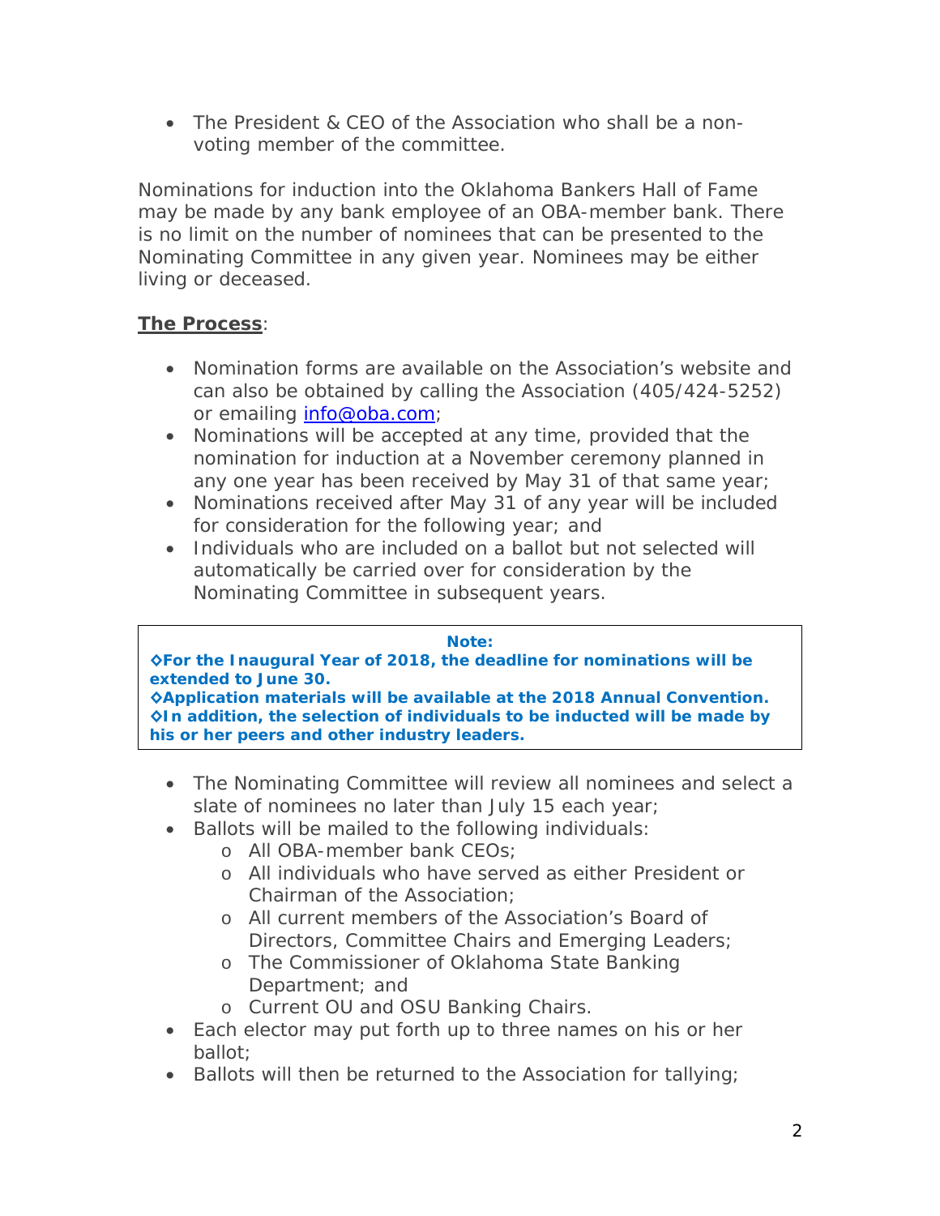- The President & CEO of the Association who shall be a non-voting member of the committee.

Nominations for induction into the Oklahoma Bankers Hall of Fame may be made by any bank employee of an OBA-member bank. There is no limit on the number of nominees that can be presented to the Nominating Committee in any given year. Nominees may be either living or deceased.

**The Process**:

- Nomination forms are available on the Association's website and can also be obtained by calling the Association (405/424-5252) or emailing info@oba.com;
- Nominations will be accepted at any time, provided that the nomination for induction at a November ceremony planned in any one year has been received by May 31 of that same year;
- Nominations received after May 31 of any year will be included for consideration for the following year; and
- Individuals who are included on a ballot but not selected will automatically be carried over for consideration by the Nominating Committee in subsequent years.

> **Note:**
> **◊For the Inaugural Year of 2018, the deadline for nominations will be extended to June 30.**
> **◊Application materials will be available at the 2018 Annual Convention.**
> **◊In addition, the selection of individuals to be inducted will be made by his or her peers and other industry leaders.**

- The Nominating Committee will review all nominees and select a slate of nominees no later than July 15 each year;
- Ballots will be mailed to the following individuals:
  - All OBA-member bank CEOs;
  - All individuals who have served as either President or Chairman of the Association;
  - All current members of the Association's Board of Directors, Committee Chairs and Emerging Leaders;
  - The Commissioner of Oklahoma State Banking Department; and
  - Current OU and OSU Banking Chairs.
- Each elector may put forth up to three names on his or her ballot;
- Ballots will then be returned to the Association for tallying;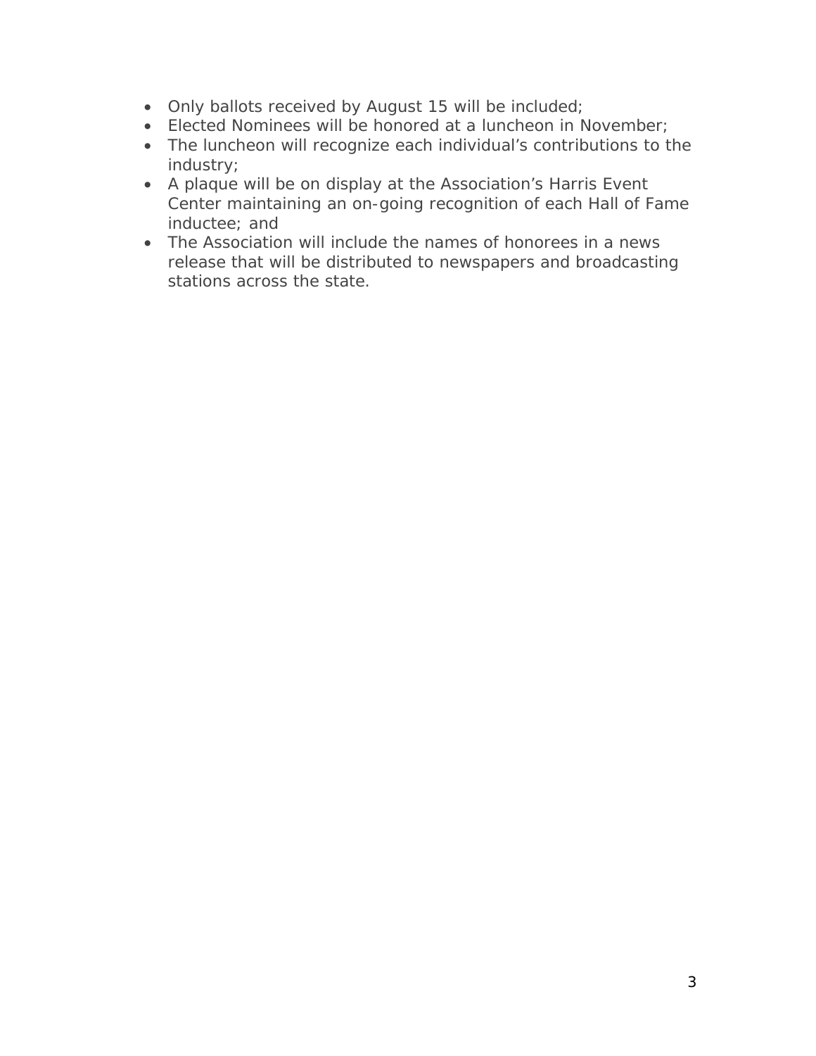- Only ballots received by August 15 will be included;
- Elected Nominees will be honored at a luncheon in November;
- The luncheon will recognize each individual's contributions to the industry;
- A plaque will be on display at the Association's Harris Event Center maintaining an on-going recognition of each Hall of Fame inductee; and
- The Association will include the names of honorees in a news release that will be distributed to newspapers and broadcasting stations across the state.